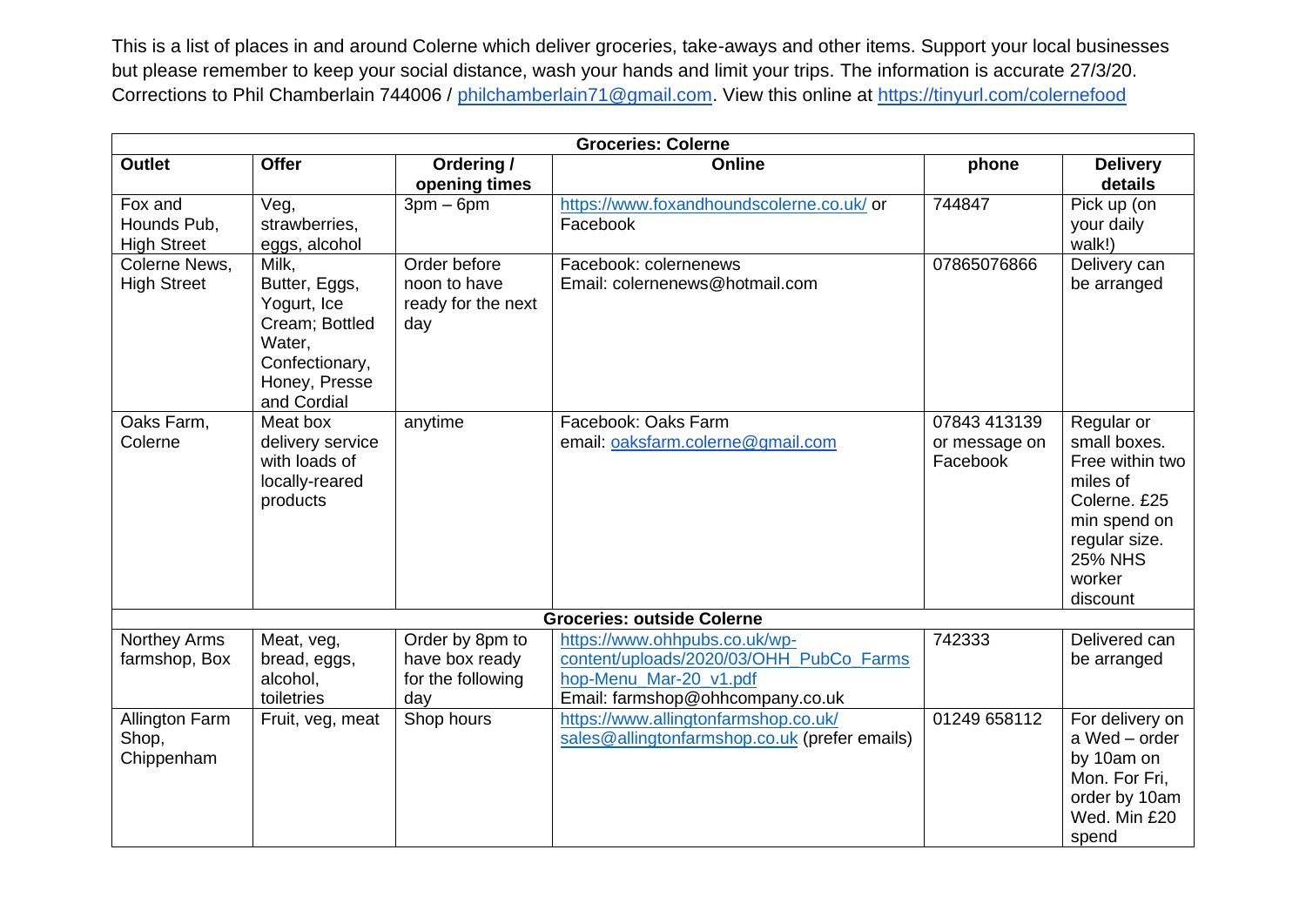This is a list of places in and around Colerne which deliver groceries, take-aways and other items. Support your local businesses but please remember to keep your social distance, wash your hands and limit your trips. The information is accurate 27/3/20. Corrections to Phil Chamberlain 744006 / philchamberlain71@gmail.com. View this online at https://tinyurl.com/colernefood

| Outlet | Offer | Ordering / opening times | Online | phone | Delivery details |
|---|---|---|---|---|---|
| **Groceries: Colerne** | | | | | |
| Fox and Hounds Pub, High Street | Veg, strawberries, eggs, alcohol | 3pm – 6pm | https://www.foxandhoundscolerne.co.uk/ or Facebook | 744847 | Pick up (on your daily walk!) |
| Colerne News, High Street | Milk, Butter, Eggs, Yogurt, Ice Cream; Bottled Water, Confectionary, Honey, Presse and Cordial | Order before noon to have ready for the next day | Facebook: colernenews<br>Email: colernenews@hotmail.com | 07865076866 | Delivery can be arranged |
| Oaks Farm, Colerne | Meat box delivery service with loads of locally-reared products | anytime | Facebook: Oaks Farm<br>email: oaksfarm.colerne@gmail.com | 07843 413139 or message on Facebook | Regular or small boxes. Free within two miles of Colerne. £25 min spend on regular size. 25% NHS worker discount |
| **Groceries: outside Colerne** | | | | | |
| Northey Arms farmshop, Box | Meat, veg, bread, eggs, alcohol, toiletries | Order by 8pm to have box ready for the following day | https://www.ohhpubs.co.uk/wp-content/uploads/2020/03/OHH_PubCo_Farmshop-Menu_Mar-20_v1.pdf<br>Email: farmshop@ohhcompany.co.uk | 742333 | Delivered can be arranged |
| Allington Farm Shop, Chippenham | Fruit, veg, meat | Shop hours | https://www.allingtonfarmshop.co.uk/<br>sales@allingtonfarmshop.co.uk (prefer emails) | 01249 658112 | For delivery on a Wed – order by 10am on Mon. For Fri, order by 10am Wed. Min £20 spend |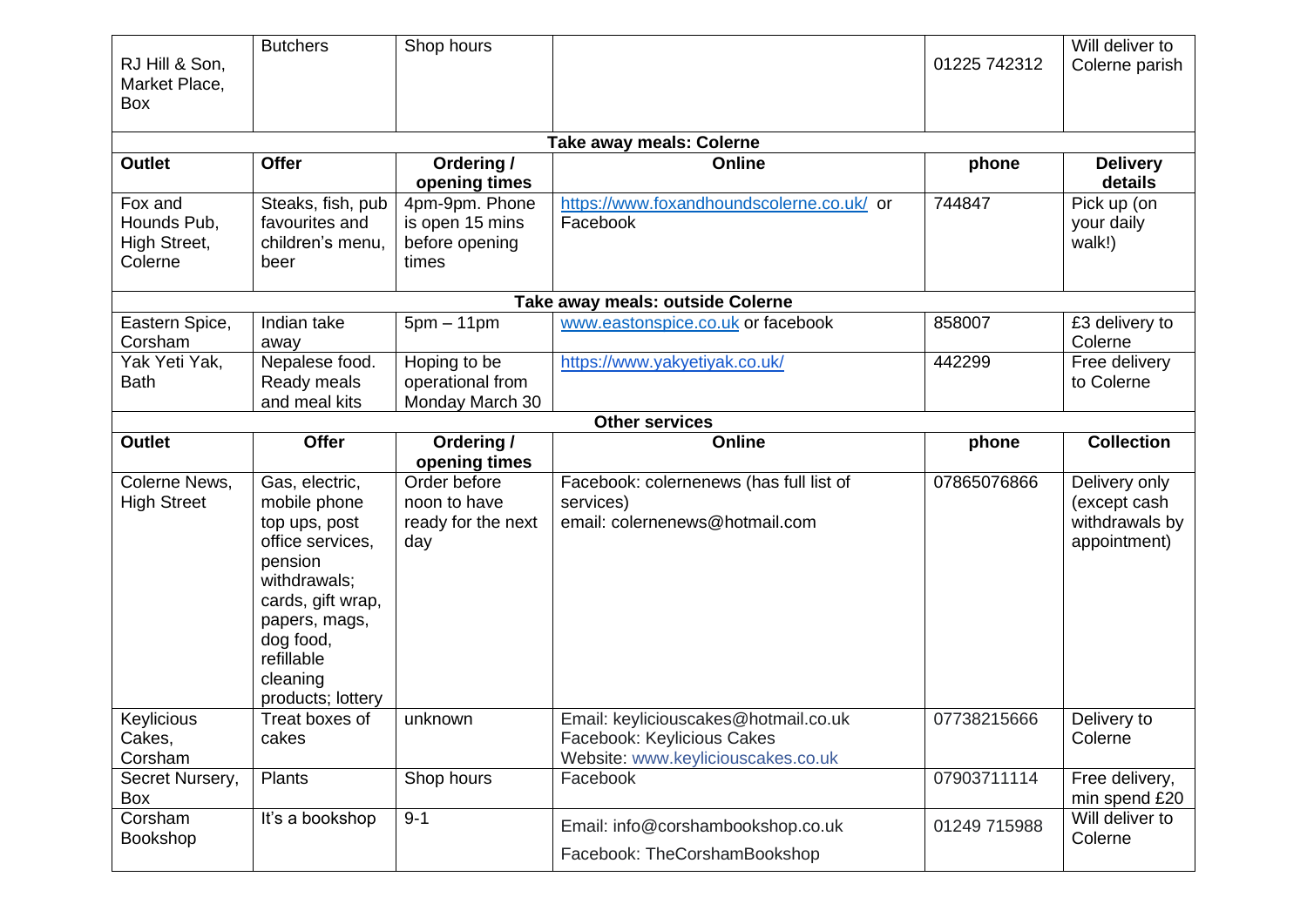| | | | | | |
|---|---|---|---|---|---|
| RJ Hill & Son, Market Place, Box | Butchers | Shop hours | | 01225 742312 | Will deliver to Colerne parish |
| **Take away meals: Colerne** | | | | | |
| **Outlet** | **Offer** | **Ordering / opening times** | **Online** | **phone** | **Delivery details** |
| Fox and Hounds Pub, High Street, Colerne | Steaks, fish, pub favourites and children's menu, beer | 4pm-9pm. Phone is open 15 mins before opening times | https://www.foxandhoundscolerne.co.uk/ or Facebook | 744847 | Pick up (on your daily walk!) |
| **Take away meals: outside Colerne** | | | | | |
| Eastern Spice, Corsham | Indian take away | 5pm – 11pm | www.eastonspice.co.uk or facebook | 858007 | £3 delivery to Colerne |
| Yak Yeti Yak, Bath | Nepalese food. Ready meals and meal kits | Hoping to be operational from Monday March 30 | https://www.yakyetiyak.co.uk/ | 442299 | Free delivery to Colerne |
| **Other services** | | | | | |
| **Outlet** | **Offer** | **Ordering / opening times** | **Online** | **phone** | **Collection** |
| Colerne News, High Street | Gas, electric, mobile phone top ups, post office services, pension withdrawals; cards, gift wrap, papers, mags, dog food, refillable cleaning products; lottery | Order before noon to have ready for the next day | Facebook: colernenews (has full list of services) email: colernenews@hotmail.com | 07865076866 | Delivery only (except cash withdrawals by appointment) |
| Keylicious Cakes, Corsham | Treat boxes of cakes | unknown | Email: keyliciouscakes@hotmail.co.uk Facebook: Keylicious Cakes Website: www.keyliciouscakes.co.uk | 07738215666 | Delivery to Colerne |
| Secret Nursery, Box | Plants | Shop hours | Facebook | 07903711114 | Free delivery, min spend £20 |
| Corsham Bookshop | It's a bookshop | 9-1 | Email: info@corshambookshop.co.uk Facebook: TheCorshamBookshop | 01249 715988 | Will deliver to Colerne |